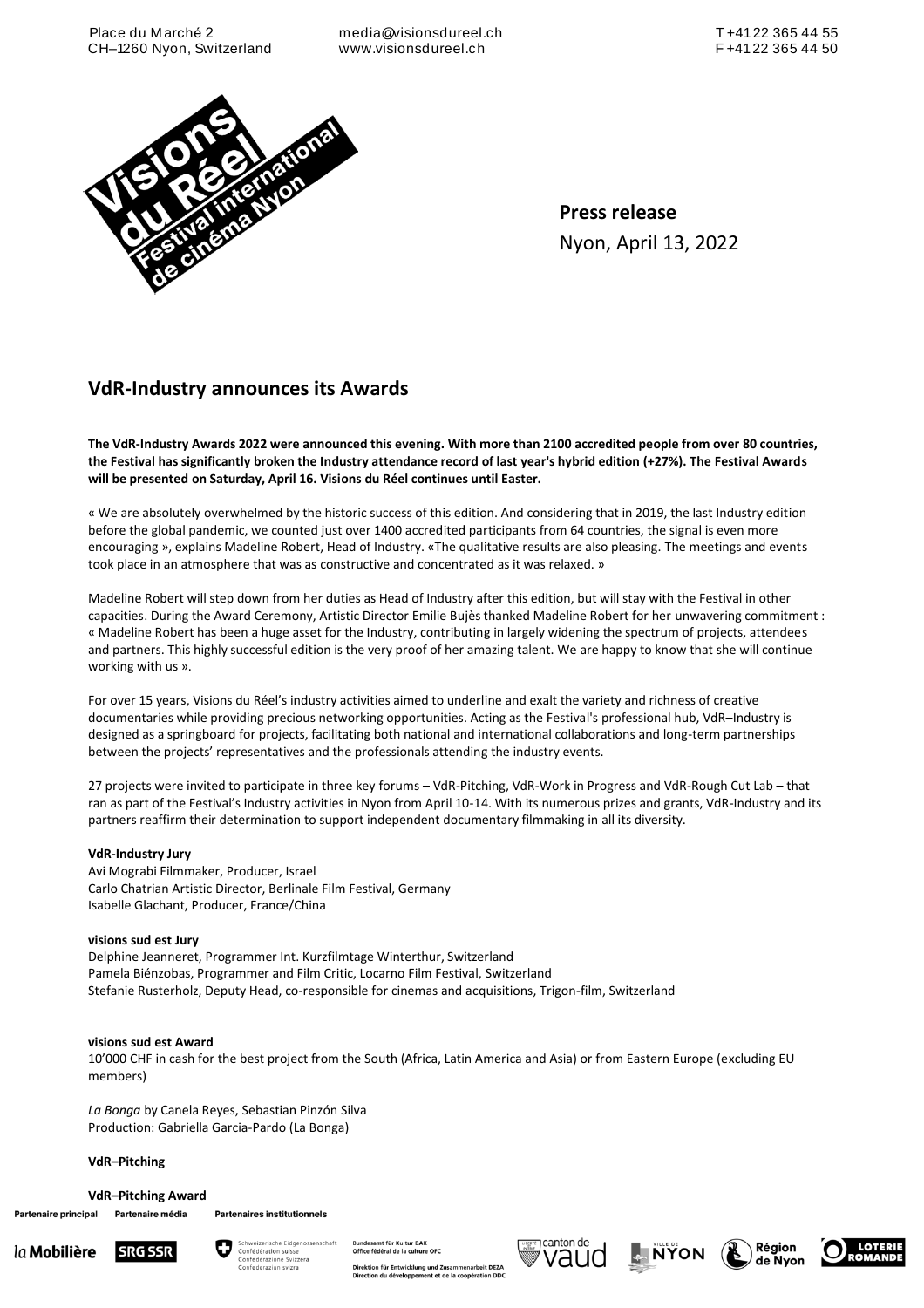Place du Marché 2
CH–1260 Nyon, Switzerland

media@visionsdureel.ch
www.visionsdureel.ch

T +41 22 365 44 55
F +41 22 365 44 50

**Press release**
Nyon, April 13, 2022

## VdR-Industry announces its Awards

**The VdR-Industry Awards 2022 were announced this evening. With more than 2100 accredited people from over 80 countries, the Festival has significantly broken the Industry attendance record of last year's hybrid edition (+27%). The Festival Awards will be presented on Saturday, April 16. Visions du Réel continues until Easter.**

« We are absolutely overwhelmed by the historic success of this edition. And considering that in 2019, the last Industry edition before the global pandemic, we counted just over 1400 accredited participants from 64 countries, the signal is even more encouraging », explains Madeline Robert, Head of Industry. «The qualitative results are also pleasing. The meetings and events took place in an atmosphere that was as constructive and concentrated as it was relaxed. »

Madeline Robert will step down from her duties as Head of Industry after this edition, but will stay with the Festival in other capacities. During the Award Ceremony, Artistic Director Emilie Bujès thanked Madeline Robert for her unwavering commitment : « Madeline Robert has been a huge asset for the Industry, contributing in largely widening the spectrum of projects, attendees and partners. This highly successful edition is the very proof of her amazing talent. We are happy to know that she will continue working with us ».

For over 15 years, Visions du Réel's industry activities aimed to underline and exalt the variety and richness of creative documentaries while providing precious networking opportunities. Acting as the Festival's professional hub, VdR–Industry is designed as a springboard for projects, facilitating both national and international collaborations and long-term partnerships between the projects' representatives and the professionals attending the industry events.

27 projects were invited to participate in three key forums – VdR-Pitching, VdR-Work in Progress and VdR-Rough Cut Lab – that ran as part of the Festival's Industry activities in Nyon from April 10-14. With its numerous prizes and grants, VdR-Industry and its partners reaffirm their determination to support independent documentary filmmaking in all its diversity.

**VdR-Industry Jury**
Avi Mograbi Filmmaker, Producer, Israel
Carlo Chatrian Artistic Director, Berlinale Film Festival, Germany
Isabelle Glachant, Producer, France/China

**visions sud est Jury**
Delphine Jeanneret, Programmer Int. Kurzfilmtage Winterthur, Switzerland
Pamela Biénzobas, Programmer and Film Critic, Locarno Film Festival, Switzerland
Stefanie Rusterholz, Deputy Head, co-responsible for cinemas and acquisitions, Trigon-film, Switzerland

**visions sud est Award**
10'000 CHF in cash for the best project from the South (Africa, Latin America and Asia) or from Eastern Europe (excluding EU members)

*La Bonga* by Canela Reyes, Sebastian Pinzón Silva
Production: Gabriella Garcia-Pardo (La Bonga)

**VdR–Pitching**

**VdR–Pitching Award**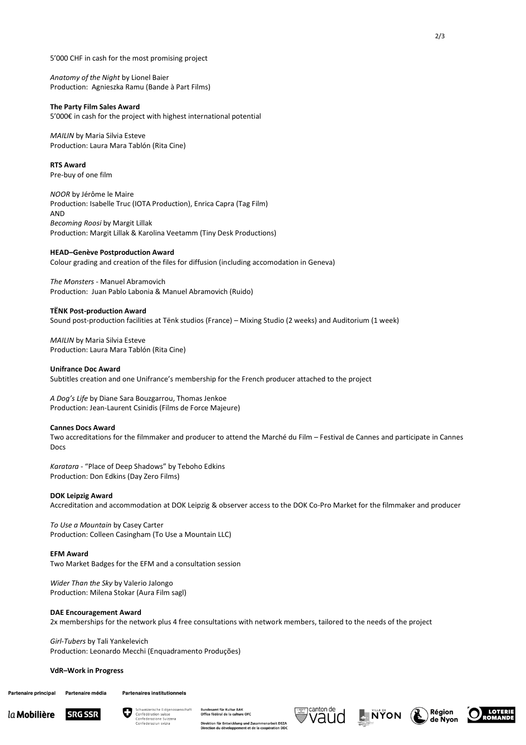5’000 CHF in cash for the most promising project

*Anatomy of the Night* by Lionel Baier
Production: Agnieszka Ramu (Bande à Part Films)

**The Party Film Sales Award**
5’000€ in cash for the project with highest international potential

*MAILIN* by Maria Silvia Esteve
Production: Laura Mara Tablón (Rita Cine)

**RTS Award**
Pre-buy of one film

*NOOR* by Jérôme le Maire
Production: Isabelle Truc (IOTA Production), Enrica Capra (Tag Film)
AND
*Becoming Roosi* by Margit Lillak
Production: Margit Lillak & Karolina Veetamm (Tiny Desk Productions)

**HEAD–Genève Postproduction Award**
Colour grading and creation of the files for diffusion (including accomodation in Geneva)

*The Monsters* - Manuel Abramovich
Production: Juan Pablo Labonia & Manuel Abramovich (Ruido)

**TËNK Post-production Award**
Sound post-production facilities at Tënk studios (France) – Mixing Studio (2 weeks) and Auditorium (1 week)

*MAILIN* by Maria Silvia Esteve
Production: Laura Mara Tablón (Rita Cine)

**Unifrance Doc Award**
Subtitles creation and one Unifrance’s membership for the French producer attached to the project

*A Dog’s Life* by Diane Sara Bouzgarrou, Thomas Jenkoe
Production: Jean-Laurent Csinidis (Films de Force Majeure)

**Cannes Docs Award**
Two accreditations for the filmmaker and producer to attend the Marché du Film – Festival de Cannes and participate in Cannes Docs

*Karatara* - “Place of Deep Shadows” by Teboho Edkins
Production: Don Edkins (Day Zero Films)

**DOK Leipzig Award**
Accreditation and accommodation at DOK Leipzig & observer access to the DOK Co-Pro Market for the filmmaker and producer

*To Use a Mountain* by Casey Carter
Production: Colleen Casingham (To Use a Mountain LLC)

**EFM Award**
Two Market Badges for the EFM and a consultation session

*Wider Than the Sky* by Valerio Jalongo
Production: Milena Stokar (Aura Film sagl)

**DAE Encouragement Award**
2x memberships for the network plus 4 free consultations with network members, tailored to the needs of the project

*Girl-Tubers* by Tali Yankelevich
Production: Leonardo Mecchi (Enquadramento Produções)

**VdR–Work in Progress**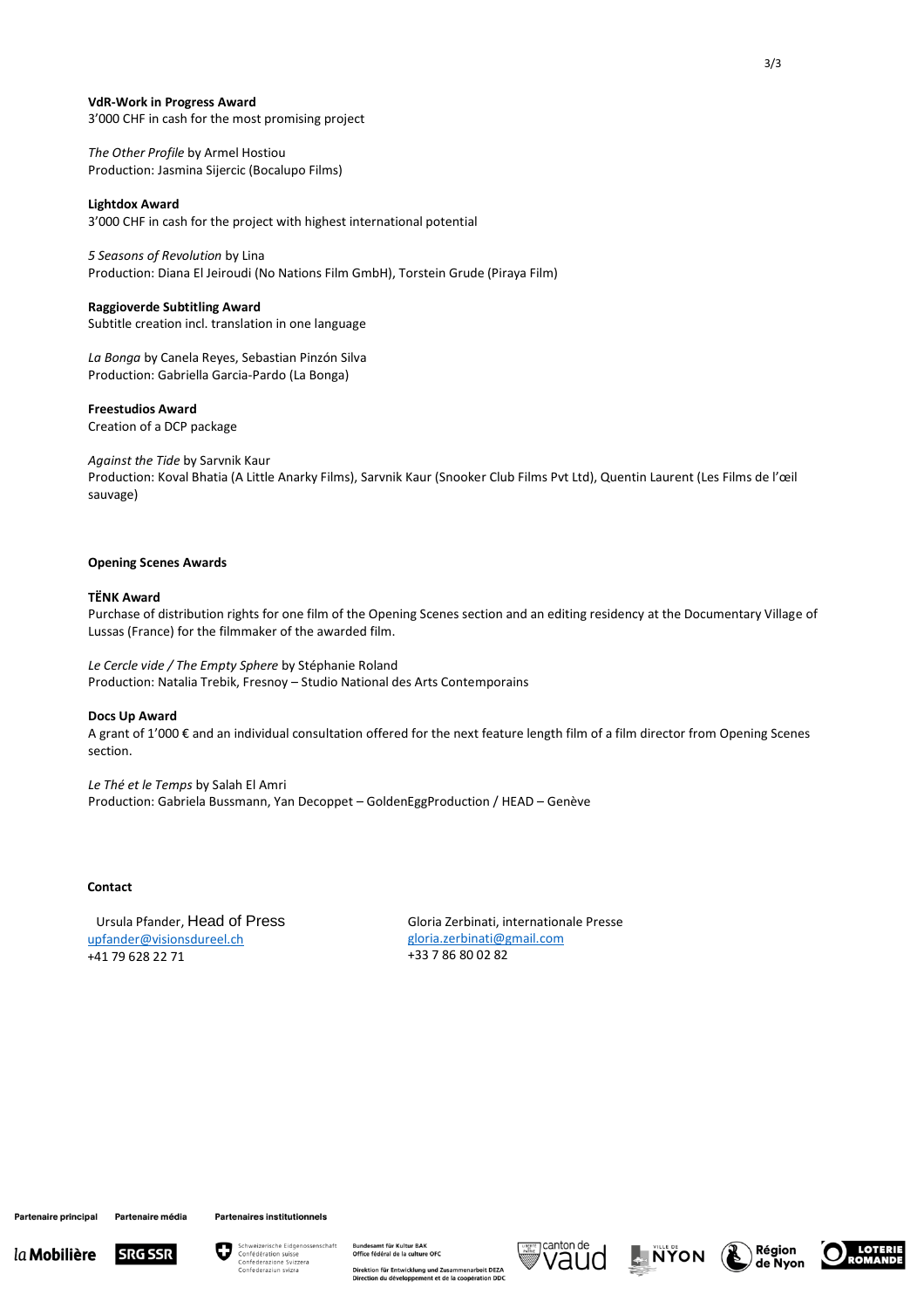**VdR-Work in Progress Award**
3'000 CHF in cash for the most promising project

*The Other Profile* by Armel Hostiou
Production: Jasmina Sijercic (Bocalupo Films)

**Lightdox Award**
3'000 CHF in cash for the project with highest international potential

*5 Seasons of Revolution* by Lina
Production: Diana El Jeiroudi (No Nations Film GmbH), Torstein Grude (Piraya Film)

**Raggioverde Subtitling Award**
Subtitle creation incl. translation in one language

*La Bonga* by Canela Reyes, Sebastian Pinzón Silva
Production: Gabriella Garcia-Pardo (La Bonga)

**Freestudios Award**
Creation of a DCP package

*Against the Tide* by Sarvnik Kaur
Production: Koval Bhatia (A Little Anarky Films), Sarvnik Kaur (Snooker Club Films Pvt Ltd), Quentin Laurent (Les Films de l'œil sauvage)

**Opening Scenes Awards**

**TËNK Award**
Purchase of distribution rights for one film of the Opening Scenes section and an editing residency at the Documentary Village of Lussas (France) for the filmmaker of the awarded film.

*Le Cercle vide / The Empty Sphere* by Stéphanie Roland
Production: Natalia Trebik, Fresnoy – Studio National des Arts Contemporains

**Docs Up Award**
A grant of 1'000 € and an individual consultation offered for the next feature length film of a film director from Opening Scenes section.

*Le Thé et le Temps* by Salah El Amri
Production: Gabriela Bussmann, Yan Decoppet – GoldenEggProduction / HEAD – Genève

**Contact**

Ursula Pfander, Head of Press
upfander@visionsdureel.ch
+41 79 628 22 71

Gloria Zerbinati, internationale Presse
gloria.zerbinati@gmail.com
+33 7 86 80 02 82

Partenaire principal — la Mobilière
Partenaire média — SRG SSR
Partenaires institutionnels — Schweizerische Eidgenossenschaft / Confédération suisse / Confederazione Svizzera / Confederaziun svizra; Bundesamt für Kultur BAK / Office fédéral de la culture OFC; Direktion für Entwicklung und Zusammenarbeit DEZA / Direction du développement et de la coopération DDC; canton de Vaud; Ville de Nyon; Région de Nyon; Loterie Romande